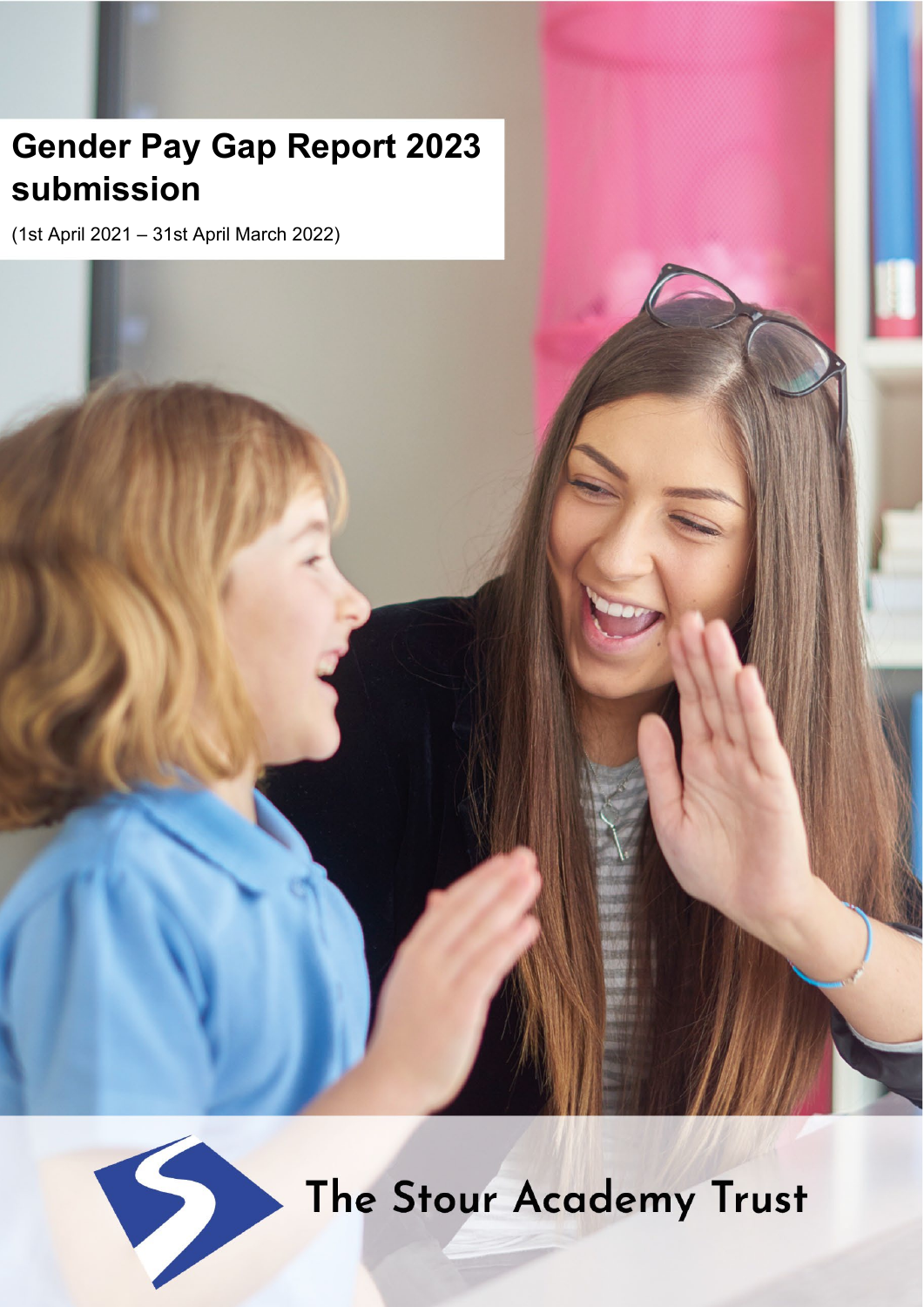# Gender Pay Gap Report 2023 submission

(1st April 2021 – 31st April March 2022)

The Stour Academy Trust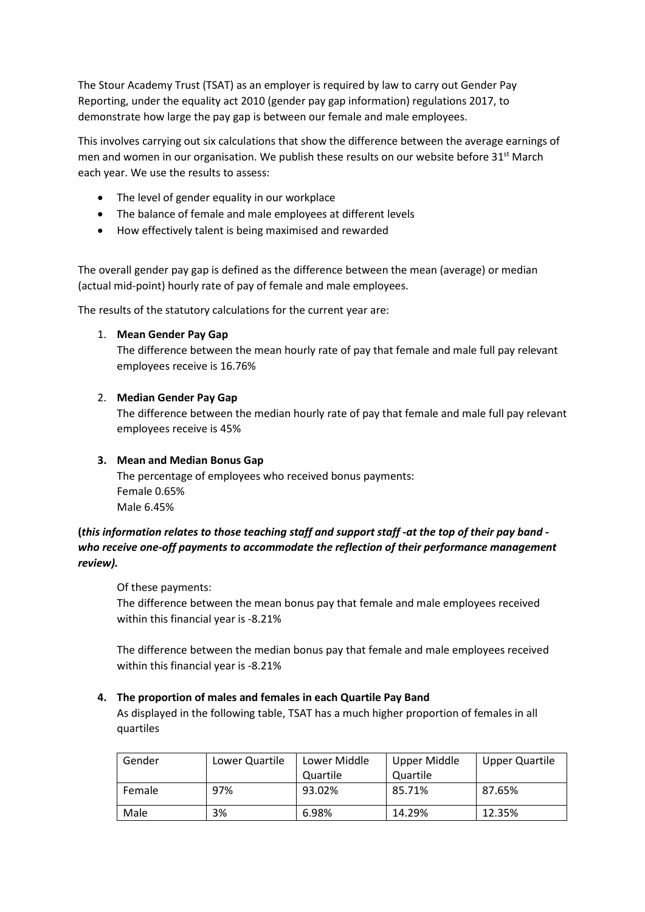The Stour Academy Trust (TSAT) as an employer is required by law to carry out Gender Pay Reporting, under the equality act 2010 (gender pay gap information) regulations 2017, to demonstrate how large the pay gap is between our female and male employees.

This involves carrying out six calculations that show the difference between the average earnings of men and women in our organisation. We publish these results on our website before 31st March each year. We use the results to assess:

- The level of gender equality in our workplace
- The balance of female and male employees at different levels
- How effectively talent is being maximised and rewarded

The overall gender pay gap is defined as the difference between the mean (average) or median (actual mid-point) hourly rate of pay of female and male employees.

The results of the statutory calculations for the current year are:

1. **Mean Gender Pay Gap**
   The difference between the mean hourly rate of pay that female and male full pay relevant employees receive is 16.76%

2. **Median Gender Pay Gap**
   The difference between the median hourly rate of pay that female and male full pay relevant employees receive is 45%

3. **Mean and Median Bonus Gap**
   The percentage of employees who received bonus payments:
   Female 0.65%
   Male 6.45%

**(*this information relates to those teaching staff and support staff -at the top of their pay band - who receive one-off payments to accommodate the reflection of their performance management review).***

   Of these payments:
   The difference between the mean bonus pay that female and male employees received within this financial year is -8.21%

   The difference between the median bonus pay that female and male employees received within this financial year is -8.21%

4. **The proportion of males and females in each Quartile Pay Band**
   As displayed in the following table, TSAT has a much higher proportion of females in all quartiles

| Gender | Lower Quartile | Lower Middle Quartile | Upper Middle Quartile | Upper Quartile |
|---|---|---|---|---|
| Female | 97% | 93.02% | 85.71% | 87.65% |
| Male | 3% | 6.98% | 14.29% | 12.35% |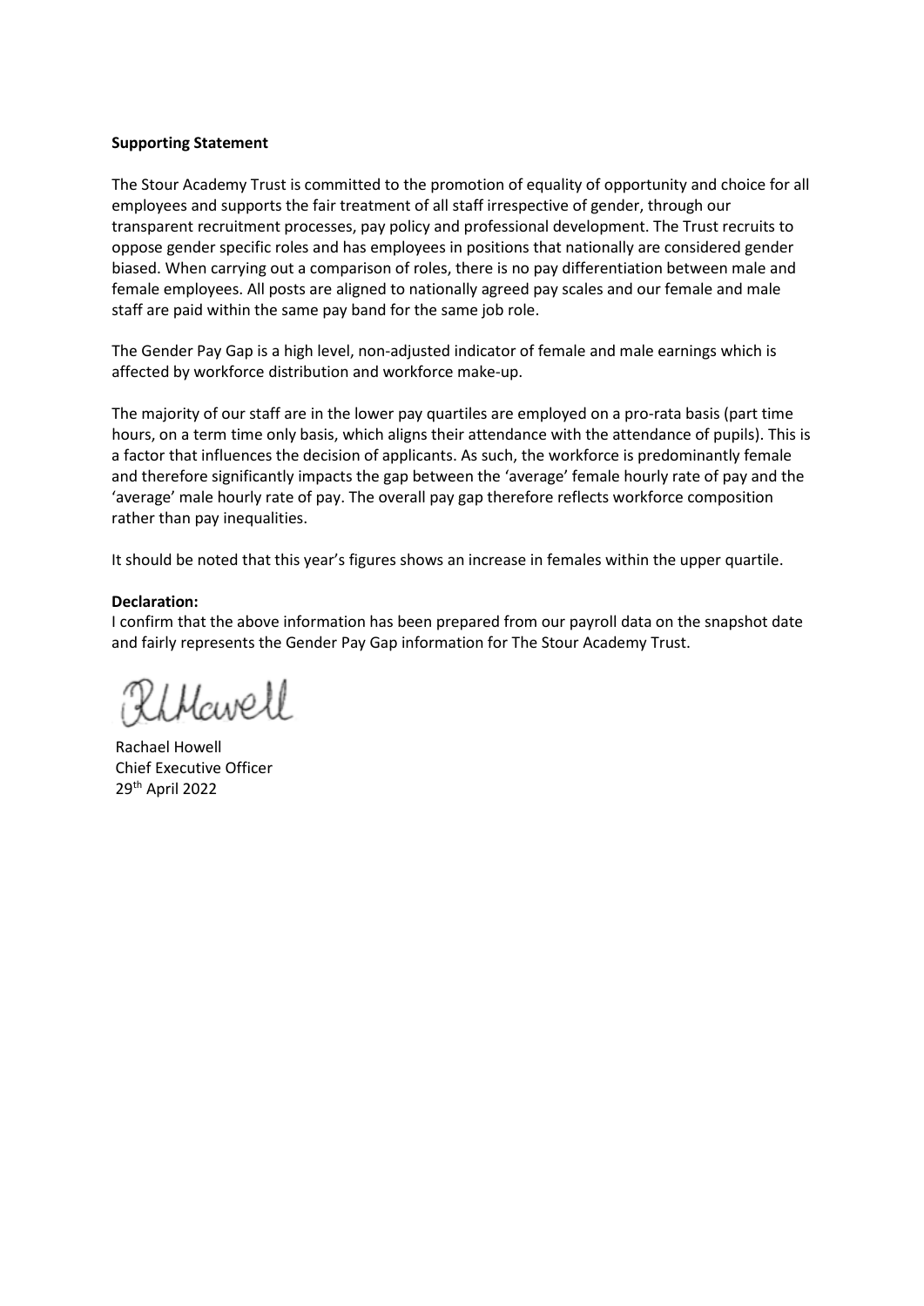**Supporting Statement**

The Stour Academy Trust is committed to the promotion of equality of opportunity and choice for all employees and supports the fair treatment of all staff irrespective of gender, through our transparent recruitment processes, pay policy and professional development. The Trust recruits to oppose gender specific roles and has employees in positions that nationally are considered gender biased. When carrying out a comparison of roles, there is no pay differentiation between male and female employees. All posts are aligned to nationally agreed pay scales and our female and male staff are paid within the same pay band for the same job role.

The Gender Pay Gap is a high level, non-adjusted indicator of female and male earnings which is affected by workforce distribution and workforce make-up.

The majority of our staff are in the lower pay quartiles are employed on a pro-rata basis (part time hours, on a term time only basis, which aligns their attendance with the attendance of pupils). This is a factor that influences the decision of applicants. As such, the workforce is predominantly female and therefore significantly impacts the gap between the 'average' female hourly rate of pay and the 'average' male hourly rate of pay. The overall pay gap therefore reflects workforce composition rather than pay inequalities.

It should be noted that this year's figures shows an increase in females within the upper quartile.

**Declaration:**
I confirm that the above information has been prepared from our payroll data on the snapshot date and fairly represents the Gender Pay Gap information for The Stour Academy Trust.

RHowell

Rachael Howell
Chief Executive Officer
29th April 2022